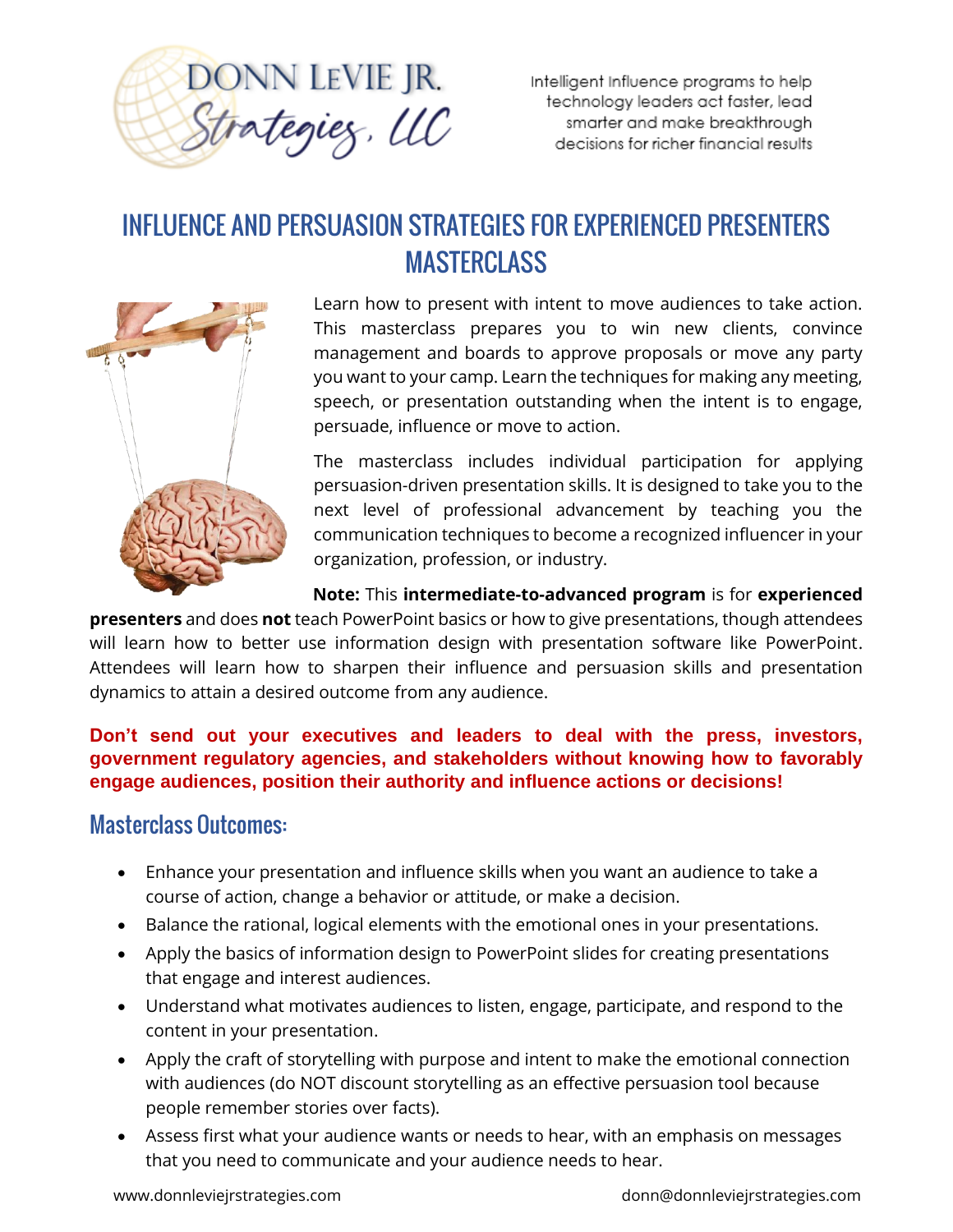DONN LEVIE JR. Strategies, LLC

Intelligent Influence programs to help technology leaders act faster, lead smarter and make breakthrough decisions for richer financial results

# INFLUENCE AND PERSUASION STRATEGIES FOR EXPERIENCED PRESENTERS MASTERCLASS

Learn how to present with intent to move audiences to take action. This masterclass prepares you to win new clients, convince management and boards to approve proposals or move any party you want to your camp. Learn the techniques for making any meeting, speech, or presentation outstanding when the intent is to engage, persuade, influence or move to action.

The masterclass includes individual participation for applying persuasion-driven presentation skills. It is designed to take you to the next level of professional advancement by teaching you the communication techniques to become a recognized influencer in your organization, profession, or industry.

**Note:** This **intermediate-to-advanced program** is for **experienced presenters** and does **not** teach PowerPoint basics or how to give presentations, though attendees will learn how to better use information design with presentation software like PowerPoint. Attendees will learn how to sharpen their influence and persuasion skills and presentation dynamics to attain a desired outcome from any audience.

**Don't send out your executives and leaders to deal with the press, investors, government regulatory agencies, and stakeholders without knowing how to favorably engage audiences, position their authority and influence actions or decisions!**

## Masterclass Outcomes:

- Enhance your presentation and influence skills when you want an audience to take a course of action, change a behavior or attitude, or make a decision.
- Balance the rational, logical elements with the emotional ones in your presentations.
- Apply the basics of information design to PowerPoint slides for creating presentations that engage and interest audiences.
- Understand what motivates audiences to listen, engage, participate, and respond to the content in your presentation.
- Apply the craft of storytelling with purpose and intent to make the emotional connection with audiences (do NOT discount storytelling as an effective persuasion tool because people remember stories over facts).
- Assess first what your audience wants or needs to hear, with an emphasis on messages that you need to communicate and your audience needs to hear.

www.donnleviejrstrategies.com donn@donnleviejrstrategies.com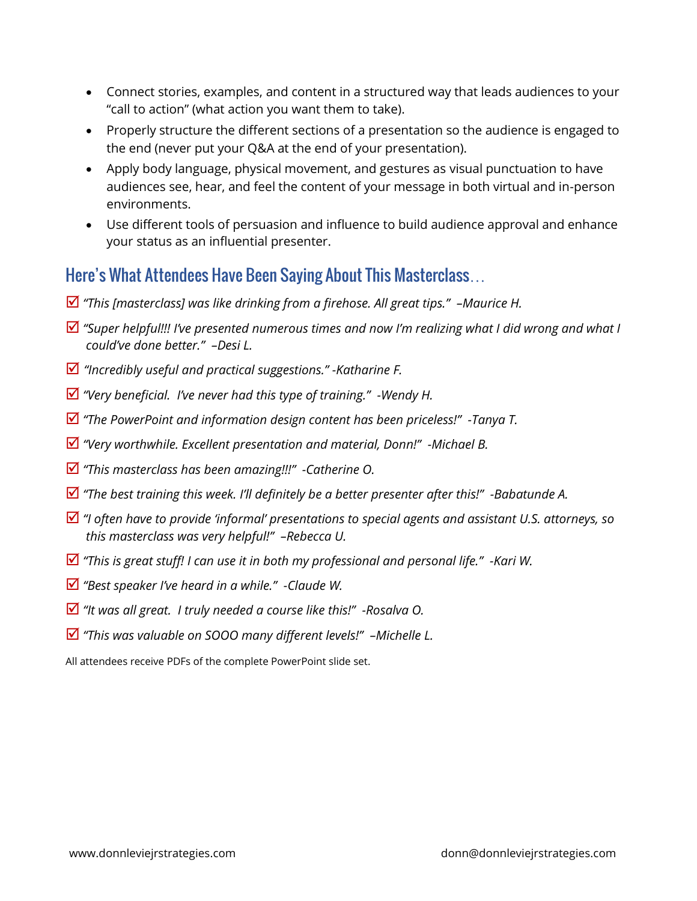- Connect stories, examples, and content in a structured way that leads audiences to your "call to action" (what action you want them to take).
- Properly structure the different sections of a presentation so the audience is engaged to the end (never put your Q&A at the end of your presentation).
- Apply body language, physical movement, and gestures as visual punctuation to have audiences see, hear, and feel the content of your message in both virtual and in-person environments.
- Use different tools of persuasion and influence to build audience approval and enhance your status as an influential presenter.

## Here's What Attendees Have Been Saying About This Masterclass…

☑ *"This [masterclass] was like drinking from a firehose. All great tips." –Maurice H.*

☑ *"Super helpful!!! I've presented numerous times and now I'm realizing what I did wrong and what I could've done better." –Desi L.*

☑ *"Incredibly useful and practical suggestions." -Katharine F.*

☑ *"Very beneficial. I've never had this type of training." -Wendy H.*

☑ *"The PowerPoint and information design content has been priceless!" -Tanya T.*

☑ *"Very worthwhile. Excellent presentation and material, Donn!" -Michael B.*

☑ *"This masterclass has been amazing!!!" -Catherine O.*

☑ *"The best training this week. I'll definitely be a better presenter after this!" -Babatunde A.*

☑ *"I often have to provide 'informal' presentations to special agents and assistant U.S. attorneys, so this masterclass was very helpful!" –Rebecca U.*

☑ *"This is great stuff! I can use it in both my professional and personal life." -Kari W.*

☑ *"Best speaker I've heard in a while." -Claude W.*

☑ *"It was all great. I truly needed a course like this!" -Rosalva O.*

☑ *"This was valuable on SOOO many different levels!" –Michelle L.*

All attendees receive PDFs of the complete PowerPoint slide set.